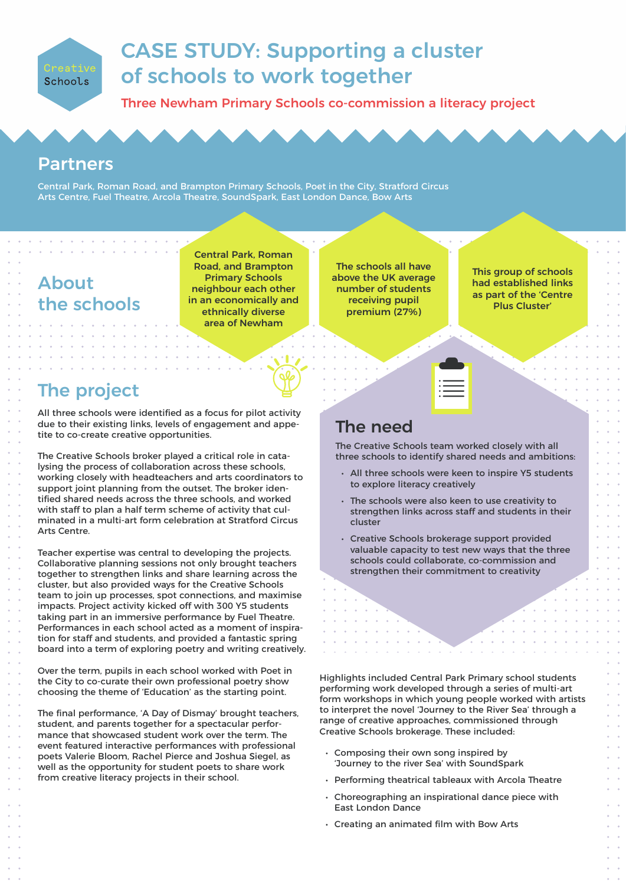Creative Schools

# CASE STUDY: Supporting a cluster of schools to work together

### Three Newham Primary Schools co-commission a literacy project

## Partners

Central Park, Roman Road, and Brampton Primary Schools, Poet in the City, Stratford Circus Arts Centre, Fuel Theatre, Arcola Theatre, SoundSpark, East London Dance, Bow Arts

## About the schools

Central Park, Roman Road, and Brampton Primary Schools neighbour each other in an economically and ethnically diverse area of Newham

The schools all have above the UK average number of students receiving pupil premium (27%)

This group of schools had established links as part of the 'Centre Plus Cluster'

## The project

All three schools were identified as a focus for pilot activity due to their existing links, levels of engagement and appetite to co-create creative opportunities.

The Creative Schools broker played a critical role in catalysing the process of collaboration across these schools, working closely with headteachers and arts coordinators to support joint planning from the outset. The broker identified shared needs across the three schools, and worked with staff to plan a half term scheme of activity that culminated in a multi-art form celebration at Stratford Circus Arts Centre.

Teacher expertise was central to developing the projects. Collaborative planning sessions not only brought teachers together to strengthen links and share learning across the cluster, but also provided ways for the Creative Schools team to join up processes, spot connections, and maximise impacts. Project activity kicked off with 300 Y5 students taking part in an immersive performance by Fuel Theatre. Performances in each school acted as a moment of inspiration for staff and students, and provided a fantastic spring board into a term of exploring poetry and writing creatively.

Over the term, pupils in each school worked with Poet in the City to co-curate their own professional poetry show choosing the theme of 'Education' as the starting point.

The final performance, 'A Day of Dismay' brought teachers, student, and parents together for a spectacular performance that showcased student work over the term. The event featured interactive performances with professional poets Valerie Bloom, Rachel Pierce and Joshua Siegel, as well as the opportunity for student poets to share work from creative literacy projects in their school.

## The need

The Creative Schools team worked closely with all three schools to identify shared needs and ambitions:

- All three schools were keen to inspire Y5 students to explore literacy creatively
- The schools were also keen to use creativity to strengthen links across staff and students in their cluster
- Creative Schools brokerage support provided valuable capacity to test new ways that the three schools could collaborate, co-commission and strengthen their commitment to creativity

Highlights included Central Park Primary school students performing work developed through a series of multi-art form workshops in which young people worked with artists to interpret the novel 'Journey to the River Sea' through a range of creative approaches, commissioned through Creative Schools brokerage. These included:

- Composing their own song inspired by 'Journey to the river Sea' with SoundSpark
- Performing theatrical tableaux with Arcola Theatre
- Choreographing an inspirational dance piece with East London Dance
- Creating an animated film with Bow Arts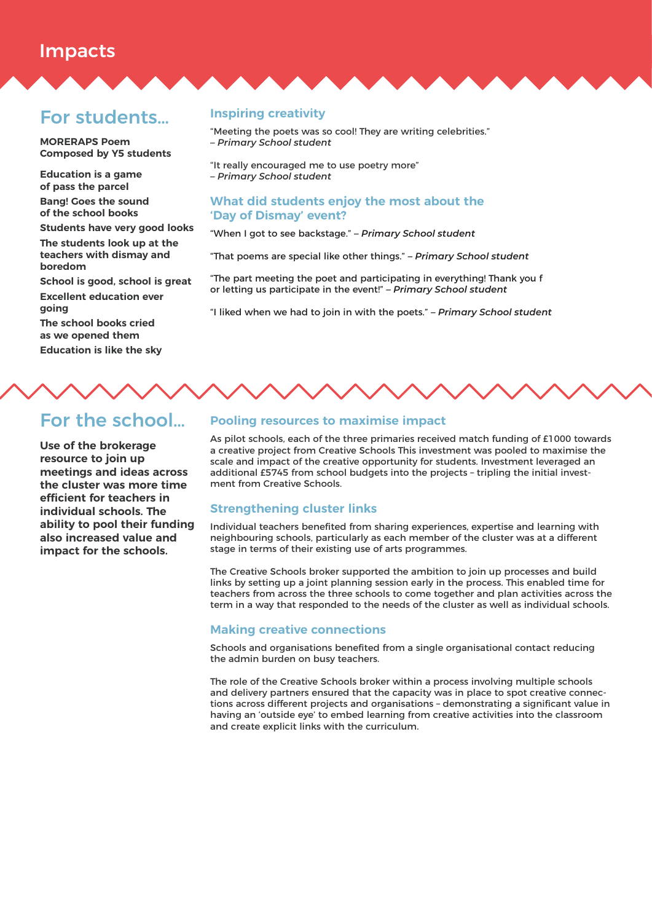# Impacts

## For students...

**MORERAPS Poem**
**Composed by Y5 students**

**Education is a game of pass the parcel**

**Bang! Goes the sound of the school books**

**Students have very good looks**

**The students look up at the teachers with dismay and boredom**

**School is good, school is great**

**Excellent education ever going**

**The school books cried as we opened them**

**Education is like the sky**

### Inspiring creativity

"Meeting the poets was so cool! They are writing celebrities."
– *Primary School student*

"It really encouraged me to use poetry more"
– *Primary School student*

### What did students enjoy the most about the 'Day of Dismay' event?

"When I got to see backstage." – *Primary School student*

"That poems are special like other things." – *Primary School student*

"The part meeting the poet and participating in everything! Thank you f or letting us participate in the event!" – *Primary School student*

"I liked when we had to join in with the poets." – *Primary School student*

## For the school...

**Use of the brokerage resource to join up meetings and ideas across the cluster was more time efficient for teachers in individual schools. The ability to pool their funding also increased value and impact for the schools.**

### Pooling resources to maximise impact

As pilot schools, each of the three primaries received match funding of £1000 towards a creative project from Creative Schools This investment was pooled to maximise the scale and impact of the creative opportunity for students. Investment leveraged an additional £5745 from school budgets into the projects – tripling the initial investment from Creative Schools.

### Strengthening cluster links

Individual teachers benefited from sharing experiences, expertise and learning with neighbouring schools, particularly as each member of the cluster was at a different stage in terms of their existing use of arts programmes.

The Creative Schools broker supported the ambition to join up processes and build links by setting up a joint planning session early in the process. This enabled time for teachers from across the three schools to come together and plan activities across the term in a way that responded to the needs of the cluster as well as individual schools.

### Making creative connections

Schools and organisations benefited from a single organisational contact reducing the admin burden on busy teachers.

The role of the Creative Schools broker within a process involving multiple schools and delivery partners ensured that the capacity was in place to spot creative connections across different projects and organisations – demonstrating a significant value in having an 'outside eye' to embed learning from creative activities into the classroom and create explicit links with the curriculum.